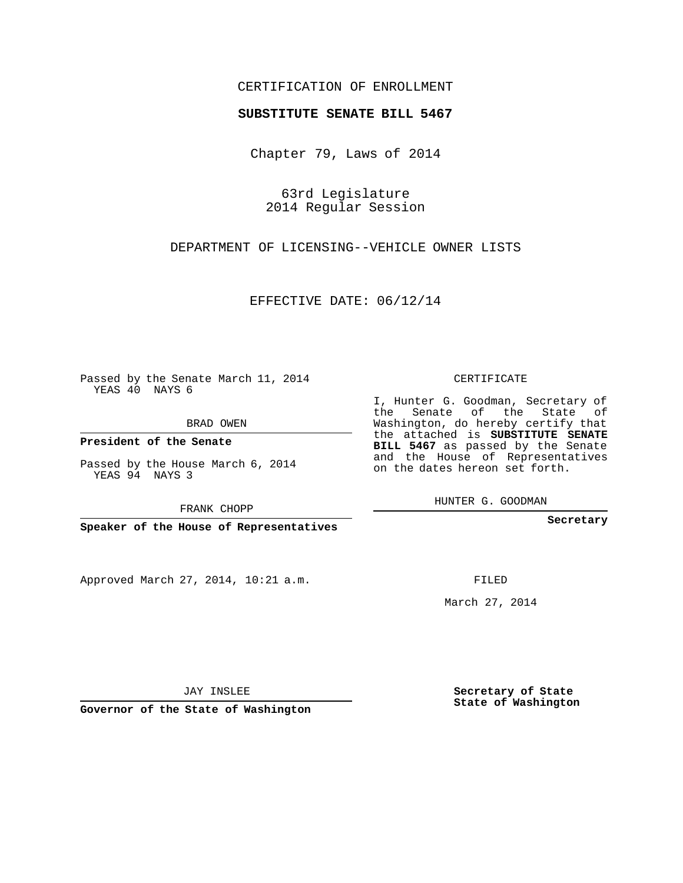CERTIFICATION OF ENROLLMENT

**SUBSTITUTE SENATE BILL 5467**

Chapter 79, Laws of 2014

63rd Legislature
2014 Regular Session

DEPARTMENT OF LICENSING--VEHICLE OWNER LISTS

EFFECTIVE DATE: 06/12/14

Passed by the Senate March 11, 2014
YEAS 40 NAYS 6

BRAD OWEN

**President of the Senate**

Passed by the House March 6, 2014
YEAS 94 NAYS 3

FRANK CHOPP

**Speaker of the House of Representatives**

Approved March 27, 2014, 10:21 a.m.

JAY INSLEE

**Governor of the State of Washington**

CERTIFICATE

I, Hunter G. Goodman, Secretary of the Senate of the State of Washington, do hereby certify that the attached is **SUBSTITUTE SENATE BILL 5467** as passed by the Senate and the House of Representatives on the dates hereon set forth.

HUNTER G. GOODMAN

**Secretary**

FILED

March 27, 2014

**Secretary of State**
**State of Washington**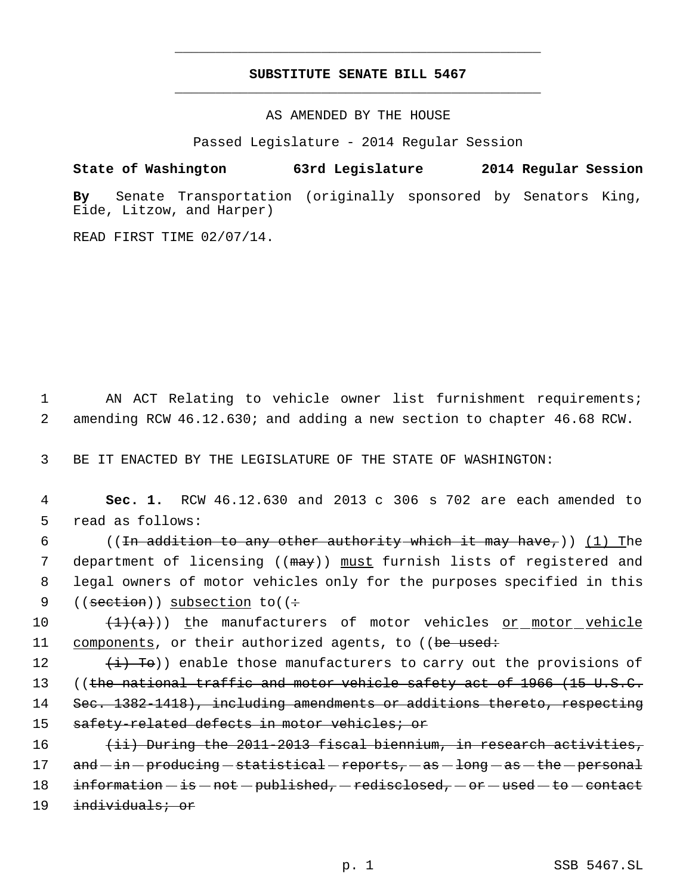# SUBSTITUTE SENATE BILL 5467

AS AMENDED BY THE HOUSE

Passed Legislature - 2014 Regular Session

**State of Washington 63rd Legislature 2014 Regular Session**

**By** Senate Transportation (originally sponsored by Senators King, Eide, Litzow, and Harper)

READ FIRST TIME 02/07/14.

AN ACT Relating to vehicle owner list furnishment requirements; amending RCW 46.12.630; and adding a new section to chapter 46.68 RCW.

BE IT ENACTED BY THE LEGISLATURE OF THE STATE OF WASHINGTON:

**Sec. 1.** RCW 46.12.630 and 2013 c 306 s 702 are each amended to read as follows:

((~~In addition to any other authority which it may have,~~)) <u>(1) T</u>he department of licensing ((~~may~~)) <u>must</u> furnish lists of registered and legal owners of motor vehicles only for the purposes specified in this ((~~section~~)) <u>subsection</u> to((~~:~~

~~(1)(a)~~)) <u>t</u>he manufacturers of motor vehicles <u>or motor vehicle components</u>, or their authorized agents, to ((~~be used:~~

~~(i) To~~)) enable those manufacturers to carry out the provisions of ((~~the national traffic and motor vehicle safety act of 1966 (15 U.S.C. Sec. 1382-1418), including amendments or additions thereto, respecting safety-related defects in motor vehicles; or~~

~~(ii) During the 2011-2013 fiscal biennium, in research activities, and in producing statistical reports, as long as the personal information is not published, redisclosed, or used to contact individuals; or~~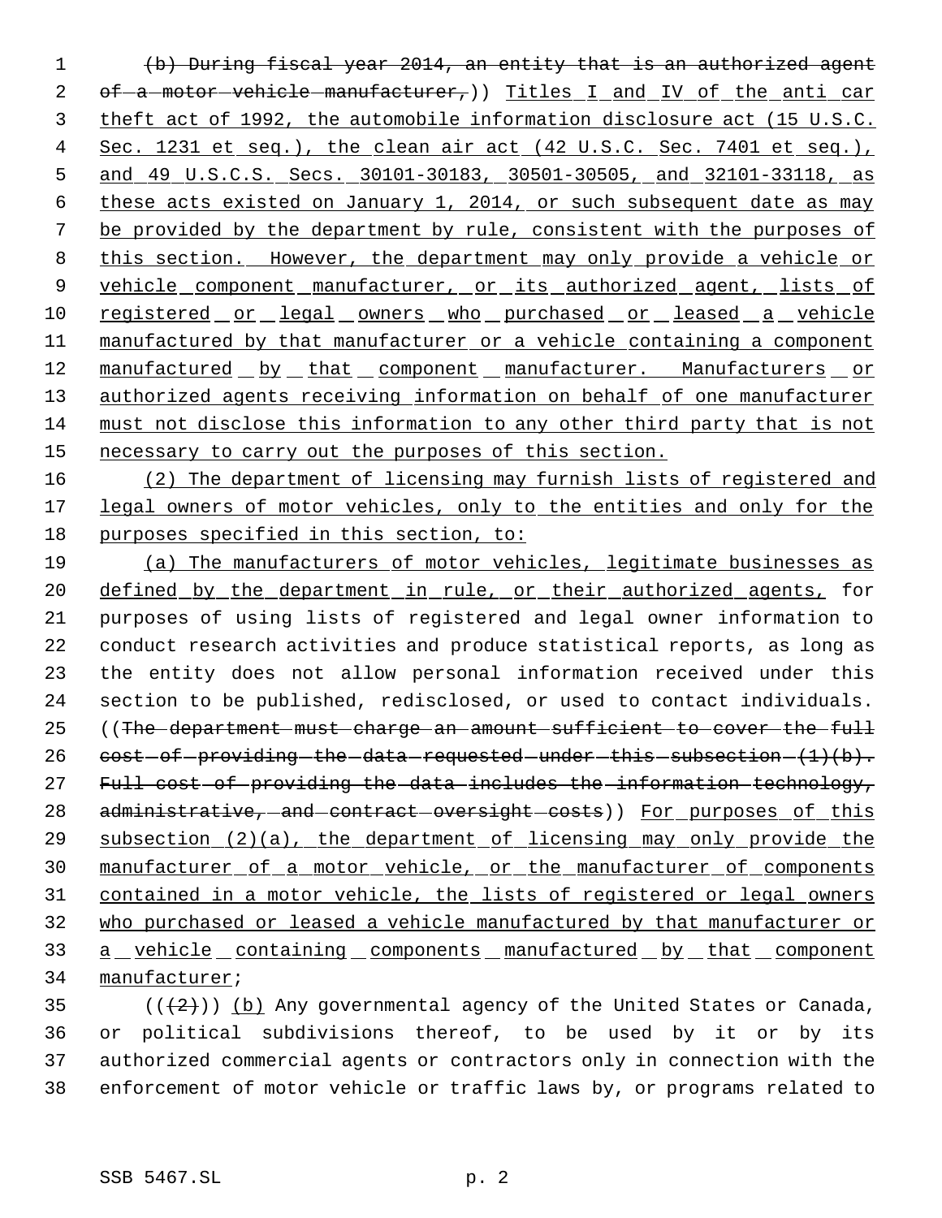(b) During fiscal year 2014, an entity that is an authorized agent of a motor vehicle manufacturer,)) Titles I and IV of the anti car theft act of 1992, the automobile information disclosure act (15 U.S.C. Sec. 1231 et seq.), the clean air act (42 U.S.C. Sec. 7401 et seq.), and 49 U.S.C.S. Secs. 30101-30183, 30501-30505, and 32101-33118, as these acts existed on January 1, 2014, or such subsequent date as may be provided by the department by rule, consistent with the purposes of this section. However, the department may only provide a vehicle or vehicle component manufacturer, or its authorized agent, lists of registered or legal owners who purchased or leased a vehicle manufactured by that manufacturer or a vehicle containing a component manufactured by that component manufacturer. Manufacturers or authorized agents receiving information on behalf of one manufacturer must not disclose this information to any other third party that is not necessary to carry out the purposes of this section.

(2) The department of licensing may furnish lists of registered and legal owners of motor vehicles, only to the entities and only for the purposes specified in this section, to:

(a) The manufacturers of motor vehicles, legitimate businesses as defined by the department in rule, or their authorized agents, for purposes of using lists of registered and legal owner information to conduct research activities and produce statistical reports, as long as the entity does not allow personal information received under this section to be published, redisclosed, or used to contact individuals. ((The department must charge an amount sufficient to cover the full cost of providing the data requested under this subsection (1)(b). Full cost of providing the data includes the information technology, administrative, and contract oversight costs)) For purposes of this subsection (2)(a), the department of licensing may only provide the manufacturer of a motor vehicle, or the manufacturer of components contained in a motor vehicle, the lists of registered or legal owners who purchased or leased a vehicle manufactured by that manufacturer or a vehicle containing components manufactured by that component manufacturer;

(((2))) (b) Any governmental agency of the United States or Canada, or political subdivisions thereof, to be used by it or by its authorized commercial agents or contractors only in connection with the enforcement of motor vehicle or traffic laws by, or programs related to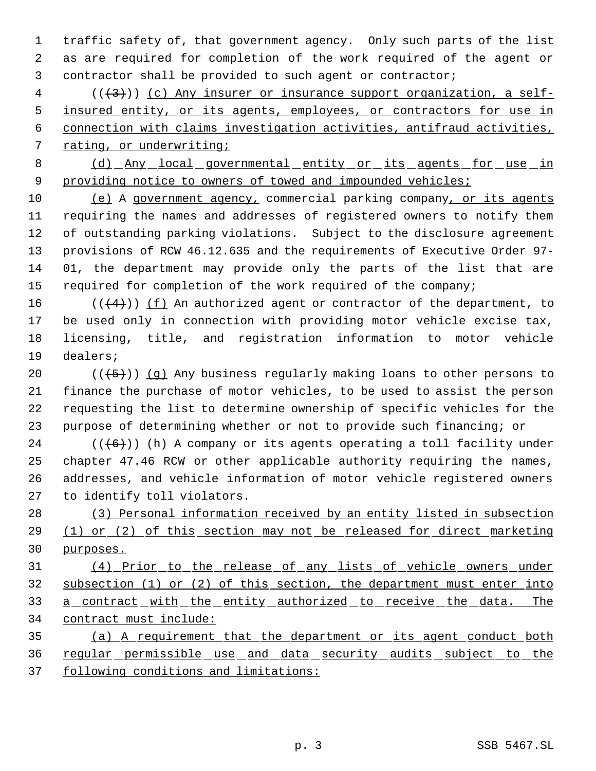traffic safety of, that government agency. Only such parts of the list as are required for completion of the work required of the agent or contractor shall be provided to such agent or contractor;

(((3))) (c) Any insurer or insurance support organization, a self-insured entity, or its agents, employees, or contractors for use in connection with claims investigation activities, antifraud activities, rating, or underwriting;

(d) Any local governmental entity or its agents for use in providing notice to owners of towed and impounded vehicles;

(e) A government agency, commercial parking company, or its agents requiring the names and addresses of registered owners to notify them of outstanding parking violations. Subject to the disclosure agreement provisions of RCW 46.12.635 and the requirements of Executive Order 97-01, the department may provide only the parts of the list that are required for completion of the work required of the company;

(((4))) (f) An authorized agent or contractor of the department, to be used only in connection with providing motor vehicle excise tax, licensing, title, and registration information to motor vehicle dealers;

(((5))) (g) Any business regularly making loans to other persons to finance the purchase of motor vehicles, to be used to assist the person requesting the list to determine ownership of specific vehicles for the purpose of determining whether or not to provide such financing; or

(((6))) (h) A company or its agents operating a toll facility under chapter 47.46 RCW or other applicable authority requiring the names, addresses, and vehicle information of motor vehicle registered owners to identify toll violators.

(3) Personal information received by an entity listed in subsection (1) or (2) of this section may not be released for direct marketing purposes.

(4) Prior to the release of any lists of vehicle owners under subsection (1) or (2) of this section, the department must enter into a contract with the entity authorized to receive the data. The contract must include:

(a) A requirement that the department or its agent conduct both regular permissible use and data security audits subject to the following conditions and limitations: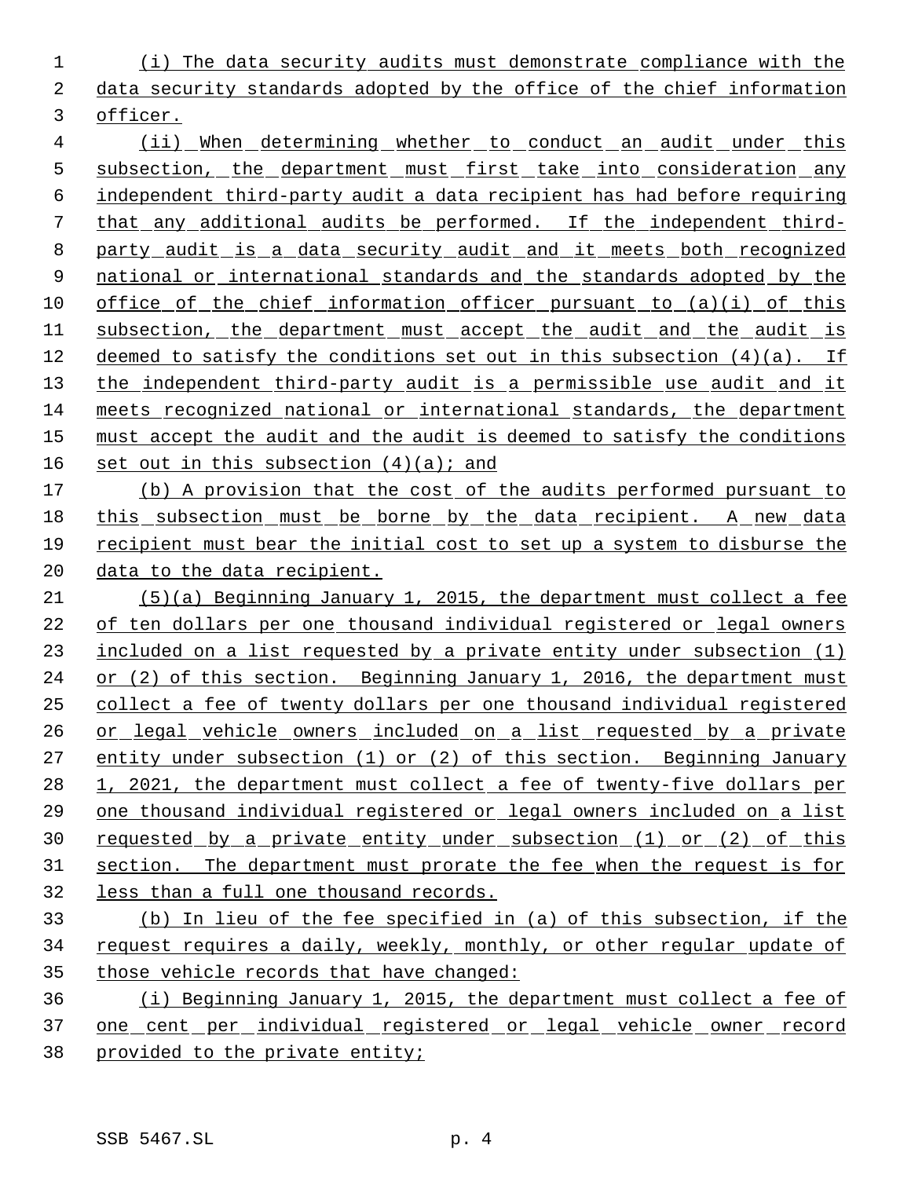(i) The data security audits must demonstrate compliance with the data security standards adopted by the office of the chief information officer.

(ii) When determining whether to conduct an audit under this subsection, the department must first take into consideration any independent third-party audit a data recipient has had before requiring that any additional audits be performed. If the independent third-party audit is a data security audit and it meets both recognized national or international standards and the standards adopted by the office of the chief information officer pursuant to (a)(i) of this subsection, the department must accept the audit and the audit is deemed to satisfy the conditions set out in this subsection (4)(a). If the independent third-party audit is a permissible use audit and it meets recognized national or international standards, the department must accept the audit and the audit is deemed to satisfy the conditions set out in this subsection (4)(a); and

(b) A provision that the cost of the audits performed pursuant to this subsection must be borne by the data recipient. A new data recipient must bear the initial cost to set up a system to disburse the data to the data recipient.

(5)(a) Beginning January 1, 2015, the department must collect a fee of ten dollars per one thousand individual registered or legal owners included on a list requested by a private entity under subsection (1) or (2) of this section. Beginning January 1, 2016, the department must collect a fee of twenty dollars per one thousand individual registered or legal vehicle owners included on a list requested by a private entity under subsection (1) or (2) of this section. Beginning January 1, 2021, the department must collect a fee of twenty-five dollars per one thousand individual registered or legal owners included on a list requested by a private entity under subsection (1) or (2) of this section. The department must prorate the fee when the request is for less than a full one thousand records.

(b) In lieu of the fee specified in (a) of this subsection, if the request requires a daily, weekly, monthly, or other regular update of those vehicle records that have changed:

(i) Beginning January 1, 2015, the department must collect a fee of one cent per individual registered or legal vehicle owner record provided to the private entity;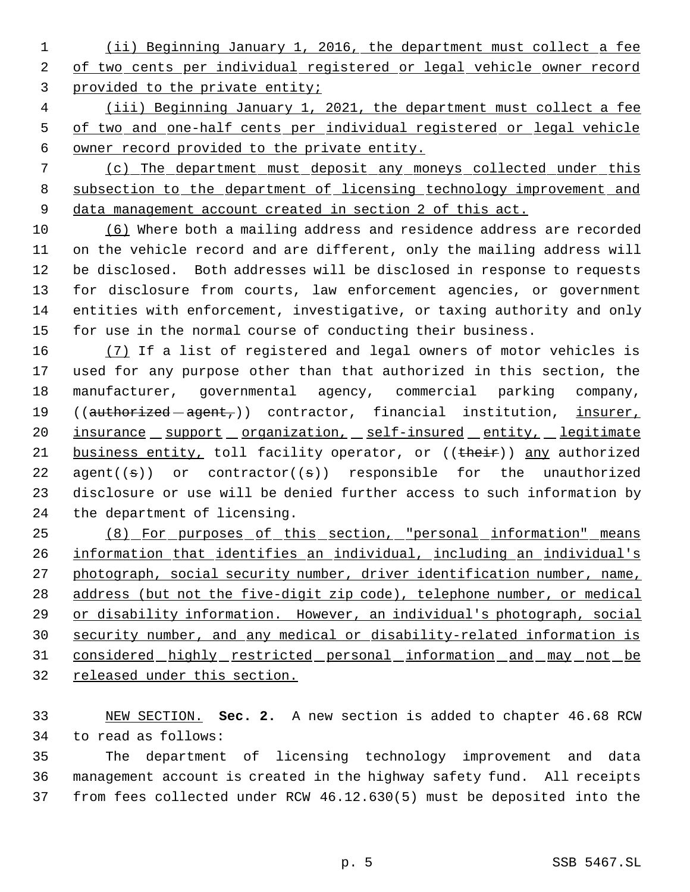(ii) Beginning January 1, 2016, the department must collect a fee of two cents per individual registered or legal vehicle owner record provided to the private entity;

(iii) Beginning January 1, 2021, the department must collect a fee of two and one-half cents per individual registered or legal vehicle owner record provided to the private entity.

(c) The department must deposit any moneys collected under this subsection to the department of licensing technology improvement and data management account created in section 2 of this act.

(6) Where both a mailing address and residence address are recorded on the vehicle record and are different, only the mailing address will be disclosed. Both addresses will be disclosed in response to requests for disclosure from courts, law enforcement agencies, or government entities with enforcement, investigative, or taxing authority and only for use in the normal course of conducting their business.

(7) If a list of registered and legal owners of motor vehicles is used for any purpose other than that authorized in this section, the manufacturer, governmental agency, commercial parking company, ((~~authorized agent,~~)) contractor, financial institution, insurer, insurance support organization, self-insured entity, legitimate business entity, toll facility operator, or ((~~their~~)) any authorized agent((~~s~~)) or contractor((~~s~~)) responsible for the unauthorized disclosure or use will be denied further access to such information by the department of licensing.

(8) For purposes of this section, "personal information" means information that identifies an individual, including an individual's photograph, social security number, driver identification number, name, address (but not the five-digit zip code), telephone number, or medical or disability information. However, an individual's photograph, social security number, and any medical or disability-related information is considered highly restricted personal information and may not be released under this section.

NEW SECTION. **Sec. 2.** A new section is added to chapter 46.68 RCW to read as follows:

The department of licensing technology improvement and data management account is created in the highway safety fund. All receipts from fees collected under RCW 46.12.630(5) must be deposited into the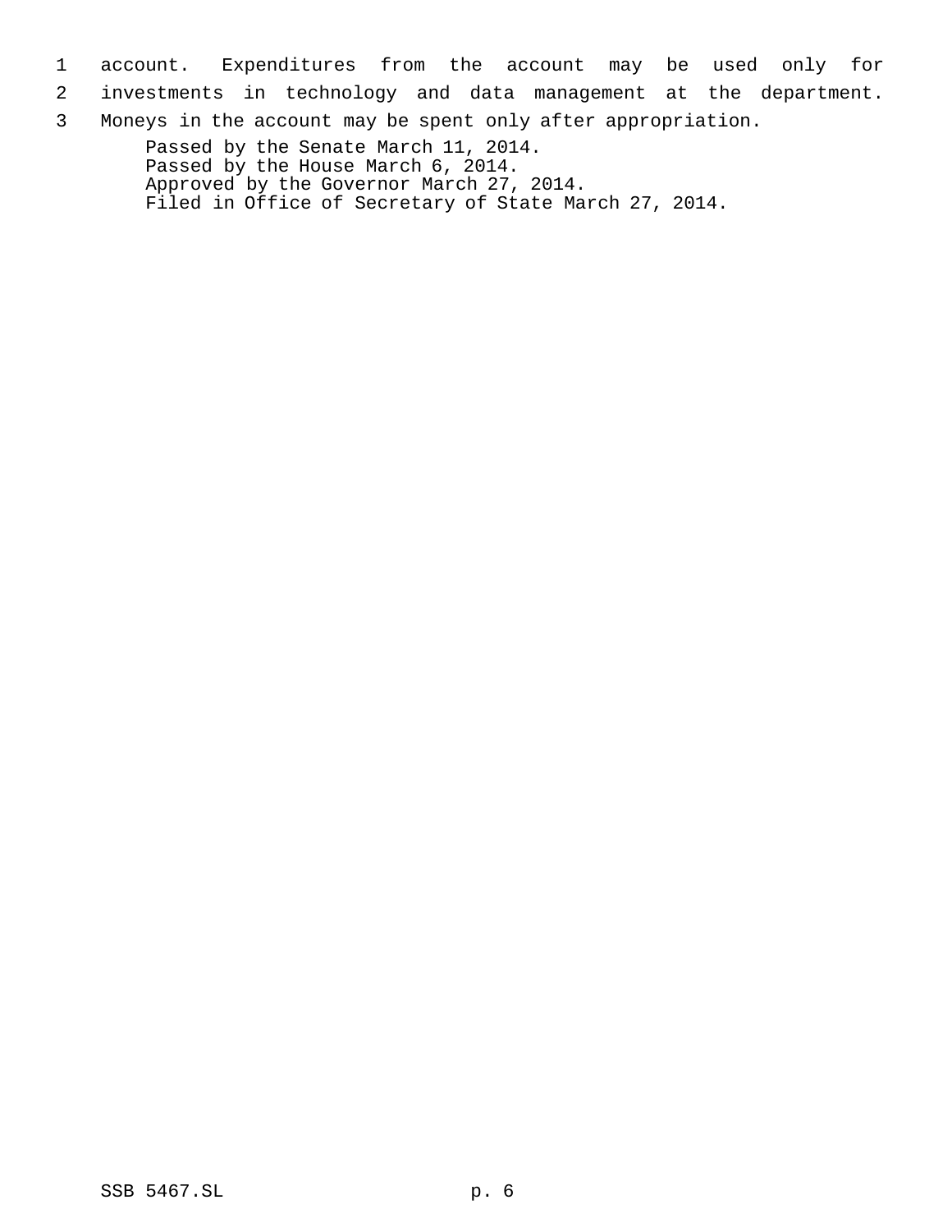account. Expenditures from the account may be used only for investments in technology and data management at the department. Moneys in the account may be spent only after appropriation.

Passed by the Senate March 11, 2014.
Passed by the House March 6, 2014.
Approved by the Governor March 27, 2014.
Filed in Office of Secretary of State March 27, 2014.